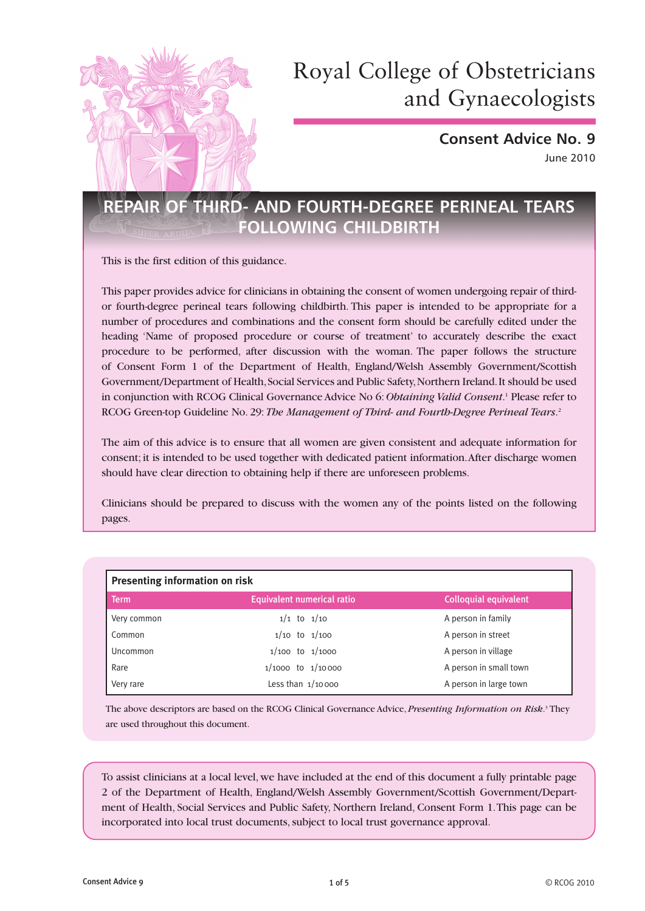# Royal College of Obstetricians and Gynaecologists

## Consent Advice No. 9

June 2010

# REPAIR OF THIRD- AND FOURTH-DEGREE PERINEAL TEARS FOLLOWING CHILDBIRTH

This is the first edition of this guidance.

This paper provides advice for clinicians in obtaining the consent of women undergoing repair of third- or fourth-degree perineal tears following childbirth. This paper is intended to be appropriate for a number of procedures and combinations and the consent form should be carefully edited under the heading 'Name of proposed procedure or course of treatment' to accurately describe the exact procedure to be performed, after discussion with the woman. The paper follows the structure of Consent Form 1 of the Department of Health, England/Welsh Assembly Government/Scottish Government/Department of Health, Social Services and Public Safety, Northern Ireland. It should be used in conjunction with RCOG Clinical Governance Advice No 6: *Obtaining Valid Consent*.[1] Please refer to RCOG Green-top Guideline No. 29: *The Management of Third- and Fourth-Degree Perineal Tears*.[2]

The aim of this advice is to ensure that all women are given consistent and adequate information for consent; it is intended to be used together with dedicated patient information. After discharge women should have clear direction to obtaining help if there are unforeseen problems.

Clinicians should be prepared to discuss with the women any of the points listed on the following pages.

**Presenting information on risk**

| Term | Equivalent numerical ratio | Colloquial equivalent |
|---|---|---|
| Very common | 1/1 to 1/10 | A person in family |
| Common | 1/10 to 1/100 | A person in street |
| Uncommon | 1/100 to 1/1000 | A person in village |
| Rare | 1/1000 to 1/10 000 | A person in small town |
| Very rare | Less than 1/10 000 | A person in large town |

The above descriptors are based on the RCOG Clinical Governance Advice, *Presenting Information on Risk*.[3] They are used throughout this document.

To assist clinicians at a local level, we have included at the end of this document a fully printable page 2 of the Department of Health, England/Welsh Assembly Government/Scottish Government/Department of Health, Social Services and Public Safety, Northern Ireland, Consent Form 1. This page can be incorporated into local trust documents, subject to local trust governance approval.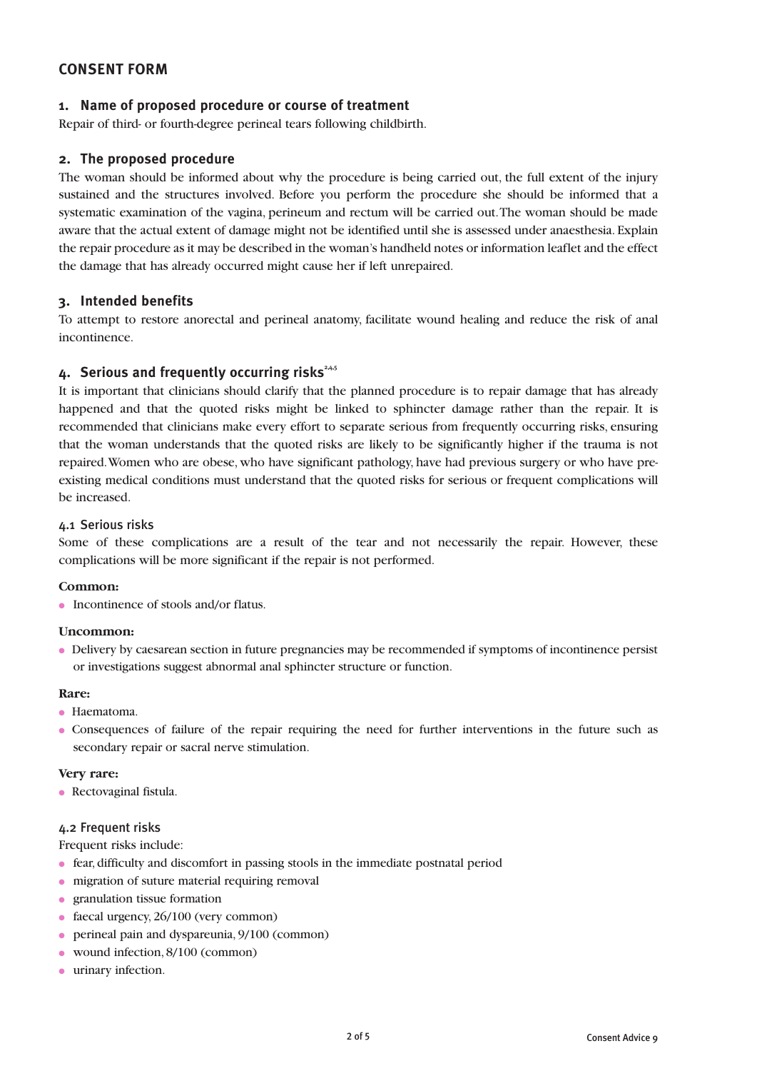## CONSENT FORM

### 1. Name of proposed procedure or course of treatment

Repair of third- or fourth-degree perineal tears following childbirth.

### 2. The proposed procedure

The woman should be informed about why the procedure is being carried out, the full extent of the injury sustained and the structures involved. Before you perform the procedure she should be informed that a systematic examination of the vagina, perineum and rectum will be carried out. The woman should be made aware that the actual extent of damage might not be identified until she is assessed under anaesthesia. Explain the repair procedure as it may be described in the woman's handheld notes or information leaflet and the effect the damage that has already occurred might cause her if left unrepaired.

### 3. Intended benefits

To attempt to restore anorectal and perineal anatomy, facilitate wound healing and reduce the risk of anal incontinence.

### 4. Serious and frequently occurring risks[2,4,5]

It is important that clinicians should clarify that the planned procedure is to repair damage that has already happened and that the quoted risks might be linked to sphincter damage rather than the repair. It is recommended that clinicians make every effort to separate serious from frequently occurring risks, ensuring that the woman understands that the quoted risks are likely to be significantly higher if the trauma is not repaired. Women who are obese, who have significant pathology, have had previous surgery or who have pre-existing medical conditions must understand that the quoted risks for serious or frequent complications will be increased.

#### 4.1 Serious risks

Some of these complications are a result of the tear and not necessarily the repair. However, these complications will be more significant if the repair is not performed.

**Common:**

- Incontinence of stools and/or flatus.

**Uncommon:**

- Delivery by caesarean section in future pregnancies may be recommended if symptoms of incontinence persist or investigations suggest abnormal anal sphincter structure or function.

**Rare:**

- Haematoma.
- Consequences of failure of the repair requiring the need for further interventions in the future such as secondary repair or sacral nerve stimulation.

**Very rare:**

- Rectovaginal fistula.

#### 4.2 Frequent risks

Frequent risks include:

- fear, difficulty and discomfort in passing stools in the immediate postnatal period
- migration of suture material requiring removal
- granulation tissue formation
- faecal urgency, 26/100 (very common)
- perineal pain and dyspareunia, 9/100 (common)
- wound infection, 8/100 (common)
- urinary infection.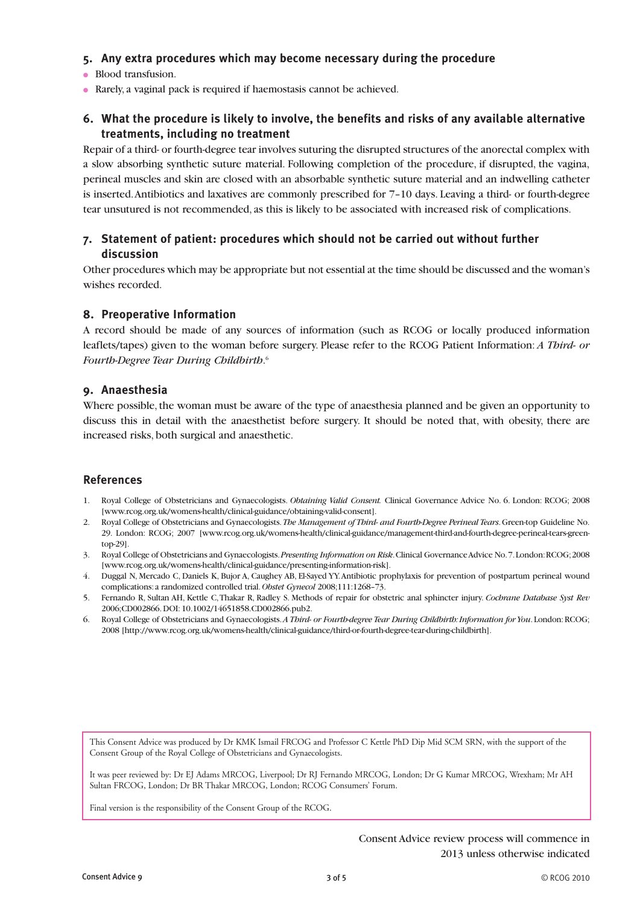## 5. Any extra procedures which may become necessary during the procedure

- Blood transfusion.
- Rarely, a vaginal pack is required if haemostasis cannot be achieved.

## 6. What the procedure is likely to involve, the benefits and risks of any available alternative treatments, including no treatment

Repair of a third- or fourth-degree tear involves suturing the disrupted structures of the anorectal complex with a slow absorbing synthetic suture material. Following completion of the procedure, if disrupted, the vagina, perineal muscles and skin are closed with an absorbable synthetic suture material and an indwelling catheter is inserted. Antibiotics and laxatives are commonly prescribed for 7–10 days. Leaving a third- or fourth-degree tear unsutured is not recommended, as this is likely to be associated with increased risk of complications.

## 7. Statement of patient: procedures which should not be carried out without further discussion

Other procedures which may be appropriate but not essential at the time should be discussed and the woman's wishes recorded.

## 8. Preoperative Information

A record should be made of any sources of information (such as RCOG or locally produced information leaflets/tapes) given to the woman before surgery. Please refer to the RCOG Patient Information: *A Third- or Fourth-Degree Tear During Childbirth*.[6]

## 9. Anaesthesia

Where possible, the woman must be aware of the type of anaesthesia planned and be given an opportunity to discuss this in detail with the anaesthetist before surgery. It should be noted that, with obesity, there are increased risks, both surgical and anaesthetic.

## References

1. Royal College of Obstetricians and Gynaecologists. *Obtaining Valid Consent.* Clinical Governance Advice No. 6. London: RCOG; 2008 [www.rcog.org.uk/womens-health/clinical-guidance/obtaining-valid-consent].
2. Royal College of Obstetricians and Gynaecologists. *The Management of Third- and Fourth-Degree Perineal Tears*. Green-top Guideline No. 29. London: RCOG; 2007 [www.rcog.org.uk/womens-health/clinical-guidance/management-third-and-fourth-degree-perineal-tears-green-top-29].
3. Royal College of Obstetricians and Gynaecologists. *Presenting Information on Risk*. Clinical Governance Advice No. 7. London: RCOG; 2008 [www.rcog.org.uk/womens-health/clinical-guidance/presenting-information-risk].
4. Duggal N, Mercado C, Daniels K, Bujor A, Caughey AB, El-Sayed YY. Antibiotic prophylaxis for prevention of postpartum perineal wound complications: a randomized controlled trial. *Obstet Gynecol* 2008;111:1268–73.
5. Fernando R, Sultan AH, Kettle C, Thakar R, Radley S. Methods of repair for obstetric anal sphincter injury. *Cochrane Database Syst Rev* 2006;CD002866. DOI: 10.1002/14651858.CD002866.pub2.
6. Royal College of Obstetricians and Gynaecologists. *A Third- or Fourth-degree Tear During Childbirth: Information for You*. London: RCOG; 2008 [http://www.rcog.org.uk/womens-health/clinical-guidance/third-or-fourth-degree-tear-during-childbirth].

This Consent Advice was produced by Dr KMK Ismail FRCOG and Professor C Kettle PhD Dip Mid SCM SRN, with the support of the Consent Group of the Royal College of Obstetricians and Gynaecologists.

It was peer reviewed by: Dr EJ Adams MRCOG, Liverpool; Dr RJ Fernando MRCOG, London; Dr G Kumar MRCOG, Wrexham; Mr AH Sultan FRCOG, London; Dr BR Thakar MRCOG, London; RCOG Consumers' Forum.

Final version is the responsibility of the Consent Group of the RCOG.

Consent Advice review process will commence in 2013 unless otherwise indicated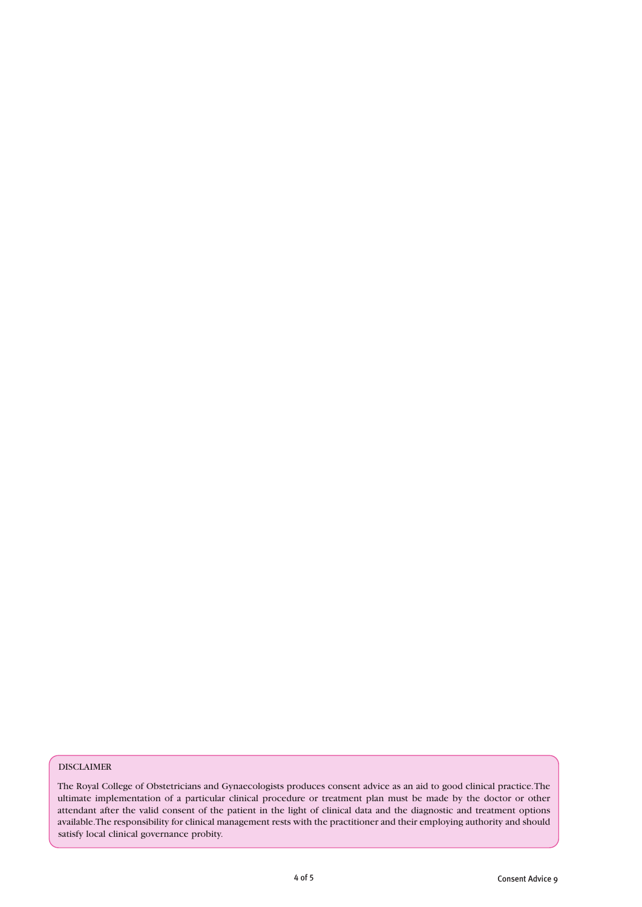DISCLAIMER

The Royal College of Obstetricians and Gynaecologists produces consent advice as an aid to good clinical practice. The ultimate implementation of a particular clinical procedure or treatment plan must be made by the doctor or other attendant after the valid consent of the patient in the light of clinical data and the diagnostic and treatment options available. The responsibility for clinical management rests with the practitioner and their employing authority and should satisfy local clinical governance probity.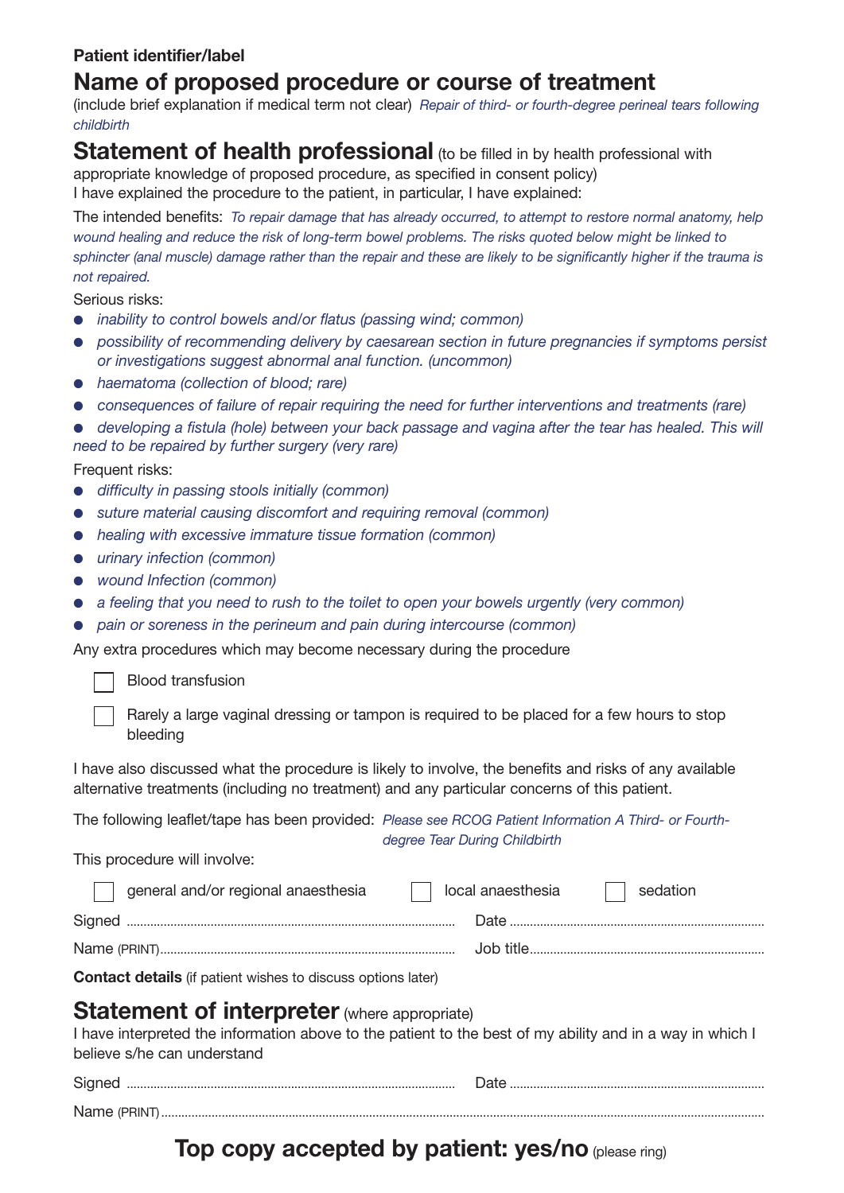**Patient identifier/label**

# Name of proposed procedure or course of treatment

(include brief explanation if medical term not clear) *Repair of third- or fourth-degree perineal tears following childbirth*

## Statement of health professional

(to be filled in by health professional with appropriate knowledge of proposed procedure, as specified in consent policy)

I have explained the procedure to the patient, in particular, I have explained:

The intended benefits: *To repair damage that has already occurred, to attempt to restore normal anatomy, help wound healing and reduce the risk of long-term bowel problems. The risks quoted below might be linked to sphincter (anal muscle) damage rather than the repair and these are likely to be significantly higher if the trauma is not repaired.*

Serious risks:

- *inability to control bowels and/or flatus (passing wind; common)*
- *possibility of recommending delivery by caesarean section in future pregnancies if symptoms persist or investigations suggest abnormal anal function. (uncommon)*
- *haematoma (collection of blood; rare)*
- *consequences of failure of repair requiring the need for further interventions and treatments (rare)*
- *developing a fistula (hole) between your back passage and vagina after the tear has healed. This will need to be repaired by further surgery (very rare)*

Frequent risks:

- *difficulty in passing stools initially (common)*
- *suture material causing discomfort and requiring removal (common)*
- *healing with excessive immature tissue formation (common)*
- *urinary infection (common)*
- *wound Infection (common)*
- *a feeling that you need to rush to the toilet to open your bowels urgently (very common)*
- *pain or soreness in the perineum and pain during intercourse (common)*

Any extra procedures which may become necessary during the procedure

☐ Blood transfusion

☐ Rarely a large vaginal dressing or tampon is required to be placed for a few hours to stop bleeding

I have also discussed what the procedure is likely to involve, the benefits and risks of any available alternative treatments (including no treatment) and any particular concerns of this patient.

The following leaflet/tape has been provided: *Please see RCOG Patient Information A Third- or Fourth-degree Tear During Childbirth*

This procedure will involve:

☐ general and/or regional anaesthesia ☐ local anaesthesia ☐ sedation

Signed ............................................ Date ............................................

Name (PRINT)............................................ Job title............................................

**Contact details** (if patient wishes to discuss options later)

## Statement of interpreter (where appropriate)

I have interpreted the information above to the patient to the best of my ability and in a way in which I believe s/he can understand

Signed ............................................ Date ............................................

Name (PRINT) ............................................

**Top copy accepted by patient: yes/no** (please ring)